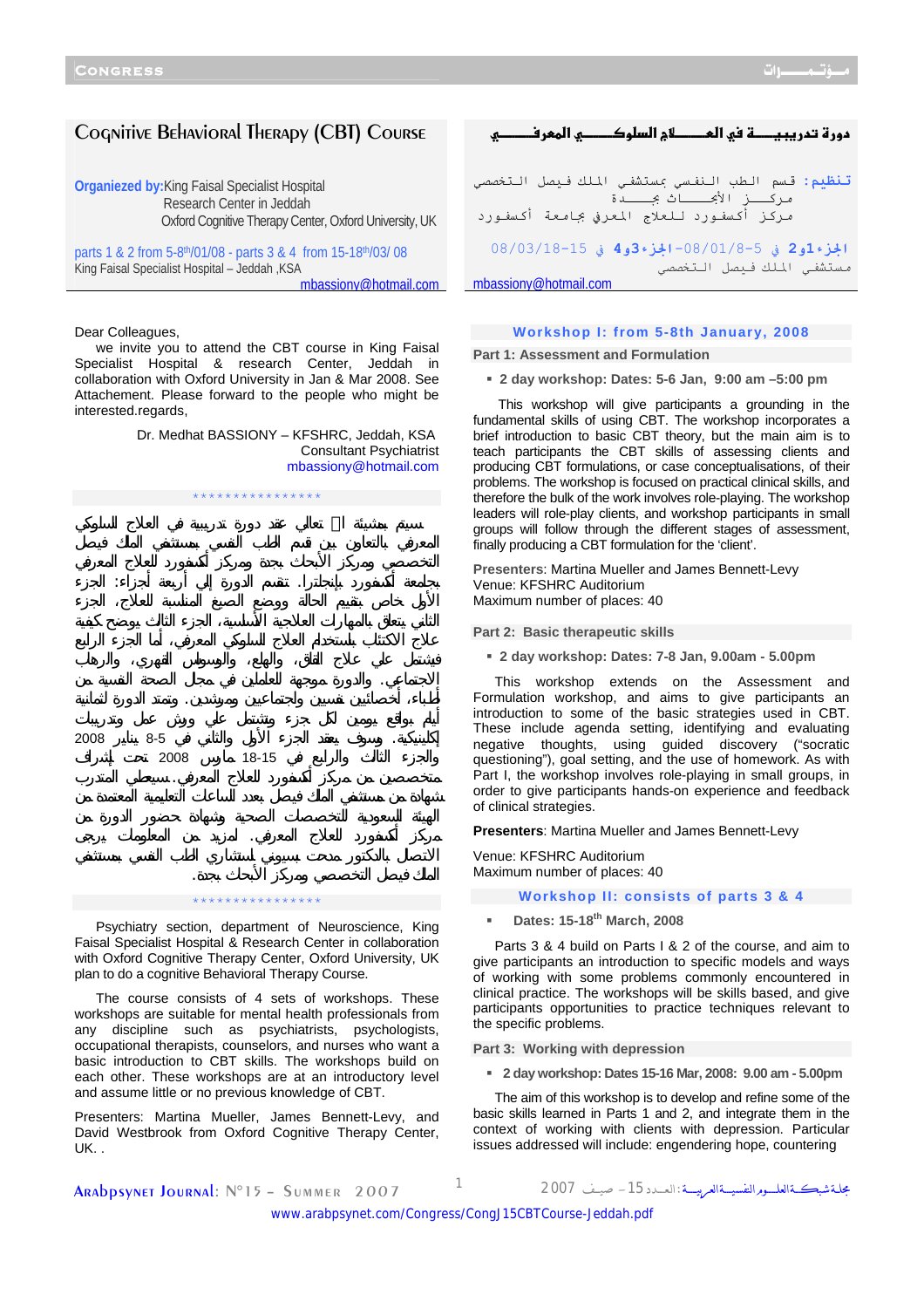# Cognitive Behavioral Therapy (CBT) Course

**Organized by:** King Faisal Specialist Hospital
Research Center in Jeddah
Oxford Cognitive Therapy Center, Oxford University, UK

parts 1 & 2 from 5-8th/01/08 - parts 3 & 4 from 15-18th/03/ 08
King Faisal Specialist Hospital – Jeddah ,KSA
mbassiony@hotmail.com

# دورة تدريبيـــــة في العـــــلاج السلوكـــــي المعرفـــــي

**تنظيم:** قسم الطب النفسي بمستشفى الملك فيصل التخصصي
مركـــز الأبحـــاث بجـــدة
مركز أكسفورد للعلاج المعرفي جامعة أكسفورد

**الجزء 1و2** في 5-8/01/08 - **الجزء 3و4** في 15-18/03/08
مستشفى الملك فيصل التخصصي
mbassiony@hotmail.com

Dear Colleagues,

we invite you to attend the CBT course in King Faisal Specialist Hospital & research Center, Jeddah in collaboration with Oxford University in Jan & Mar 2008. See Attachement. Please forward to the people who might be interested.regards,

Dr. Medhat BASSIONY – KFSHRC, Jeddah, KSA
Consultant Psychiatrist
mbassiony@hotmail.com

\*\*\*\*\*\*\*\*\*\*\*\*\*\*\*\*

سيتم بمشيئة الله تعالى عقد دورة تدريبية في العلاج السلوكي المعرفي بالتعاون بين قسم الطب النفسي بمستشفى الملك فيصل التخصصي ومركز الأبحاث بجدة ومركز أكسفورد للعلاج المعرفي بجامعة أكسفورد بإنجلترا. تنقسم الدورة إلى أربعة أجزاء: جزء الأول خاص بتقييم الحالة ووضع الصيغ المناسبة للعلاج، الجزء الثاني يتعلق بالمهارات العلاجية الأساسية، الجزء الثالث يوضح كيفية علاج الاكتئاب بإستخدام العلاج السلوكي المعرفي، أما الجزء الرابع فيشتمل على علاج القلق، والهلع، والوسواس القهري، والرهاب الاجتماعي. والدورة موجهة للعاملين في مجال الصحة النفسية من أطباء، أخصائيين نفسيين واجتماعيين ومرشدين. وتمتد الدورة لثمانية أيام بواقع يومين لكل جزء وتشتمل على ورش عمل وتدريبات إكلينيكية. وسوف يعقد الجزء الأول والثاني في 5-8 يناير 2008 والجزء الثالث والرابع في 15-18 مارس 2008 تحت إشراف متخصصين من مركز أكسفورد للعلاج المعرفي. سيعطى المتدرب شهادة من مستشفى الملك فيصل بعدد الساعات التعليمية المعتمدة من الهيئة السعودية للتخصصات الصحة وشهادة حضور الدورة من مركز أكسفورد للعلاج المعرفي. لمزيد من المعلومات يرجى الاتصال بالدكتور مدحت بسيوني إستشاري الطب النفسي بمستشفى الملك فيصل التخصصي ومركز الأبحاث بجدة.

\*\*\*\*\*\*\*\*\*\*\*\*\*\*\*\*

Psychiatry section, department of Neuroscience, King Faisal Specialist Hospital & Research Center in collaboration with Oxford Cognitive Therapy Center, Oxford University, UK plan to do a cognitive Behavioral Therapy Course.

The course consists of 4 sets of workshops. These workshops are suitable for mental health professionals from any discipline such as psychiatrists, psychologists, occupational therapists, counselors, and nurses who want a basic introduction to CBT skills. The workshops build on each other. These workshops are at an introductory level and assume little or no previous knowledge of CBT.

Presenters: Martina Mueller, James Bennett-Levy, and David Westbrook from Oxford Cognitive Therapy Center, UK. .

## Workshop I: from 5-8th January, 2008

### Part 1: Assessment and Formulation

- **2 day workshop: Dates: 5-6 Jan, 9:00 am –5:00 pm**

This workshop will give participants a grounding in the fundamental skills of using CBT. The workshop incorporates a brief introduction to basic CBT theory, but the main aim is to teach participants the CBT skills of assessing clients and producing CBT formulations, or case conceptualisations, of their problems. The workshop is focused on practical clinical skills, and therefore the bulk of the work involves role-playing. The workshop leaders will role-play clients, and workshop participants in small groups will follow through the different stages of assessment, finally producing a CBT formulation for the 'client'.

**Presenters:** Martina Mueller and James Bennett-Levy
Venue: KFSHRC Auditorium
Maximum number of places: 40

### Part 2: Basic therapeutic skills

- **2 day workshop: Dates: 7-8 Jan, 9.00am - 5.00pm**

This workshop extends on the Assessment and Formulation workshop, and aims to give participants an introduction to some of the basic strategies used in CBT. These include agenda setting, identifying and evaluating negative thoughts, using guided discovery ("socratic questioning"), goal setting, and the use of homework. As with Part I, the workshop involves role-playing in small groups, in order to give participants hands-on experience and feedback of clinical strategies.

**Presenters**: Martina Mueller and James Bennett-Levy

Venue: KFSHRC Auditorium
Maximum number of places: 40

## Workshop II: consists of parts 3 & 4

- **Dates: 15-18th March, 2008**

Parts 3 & 4 build on Parts I & 2 of the course, and aim to give participants an introduction to specific models and ways of working with some problems commonly encountered in clinical practice. The workshops will be skills based, and give participants opportunities to practice techniques relevant to the specific problems.

### Part 3: Working with depression

- **2 day workshop: Dates 15-16 Mar, 2008: 9.00 am - 5.00pm**

The aim of this workshop is to develop and refine some of the basic skills learned in Parts 1 and 2, and integrate them in the context of working with clients with depression. Particular issues addressed will include: engendering hope, countering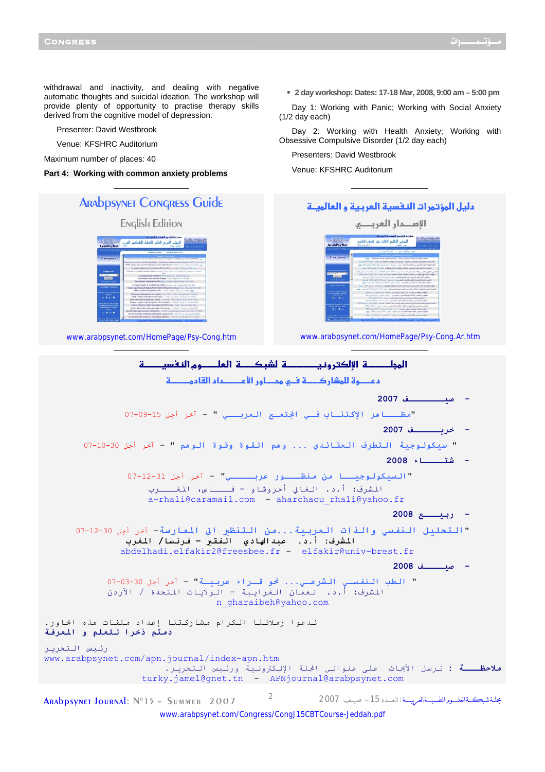withdrawal and inactivity, and dealing with negative automatic thoughts and suicidal ideation. The workshop will provide plenty of opportunity to practise therapy skills derived from the cognitive model of depression.

Presenter: David Westbrook

Venue: KFSHRC Auditorium

Maximum number of places: 40

**Part 4: Working with common anxiety problems**

- **2 day workshop: Dates: 17-18 Mar, 2008, 9:00 am – 5:00 pm**

Day 1: Working with Panic; Working with Social Anxiety (1/2 day each)

Day 2: Working with Health Anxiety; Working with Obsessive Compulsive Disorder (1/2 day each)

Presenters: David Westbrook

Venue: KFSHRC Auditorium

## Arabpsynet Congress Guide

English Edition

www.arabpsynet.com/HomePage/Psy-Cong.htm

## دليل المؤتمرات النفسية العربية و العالمية

الإصـــدار العربـــي

www.arabpsynet.com/HomePage/Psy-Cong.Ar.htm

## المجلـــة الإلكترونيـــة لشبكـــة العلـــوم النفسيـــة

### دعـــوة للمشاركـــة فـي محـــاور الأعـــداد القادمـــة

- صيـــف 2007

"ظـــاهرة الإكتئـاب فـي المجتمـع العربـــي " - آخر أجل 15-09-07

- خريـــف 2007

" سيكولوجيـة التطرف العقائدي ... هو القوة وقوة الوهم " - آخر أجل 30-10-07

- شتـــاء 2008

"السيكولوجيـــا من منظـــور عربـــي" - آخر أجل 31-12-07

المشرف: أ.د. الغالي أحرشاو – فـــاس، المغـــرب

a-rhali@caramail.com - aharchaou_rhali@yahoo.fr

- ربيـــع 2008

"التحليل النفسي والذات العربية...من التنظر الى الممارسة" - آخر أجل 30-12-07

المشرف: أ.د. عبد الهادي الفقير – فرنسا / المغرب

abdelhadi.elfakir2@freesbee.fr - elfakir@univ-brest.fr

- صيـــف 2008

" الطب النفسي الشرعي...نحو قراءة عربية" - آخر أجل 30-03-07

المشرف: أ.د. نعمان الغرايبة - الولايات المتحدة / الأردن

n_gharaibeh@yahoo.com

ندعو زملائنا الكرام مشاركتنا إعداد ملفات هذه المحاور.

**دمتم ذخرا للعلم و المعرفة**

رئيس التحرير

www.arabpsynet.com/apn.journal/index-apn.htm

**ملاحظة** : ترسل الأبحاث على عنوان المجلة الإلكترونية ورئيس التحرير.

turky.jamel@gnet.tn - APNjournal@arabpsynet.com

www.arabpsynet.com/Congress/CongJ15CBTCourse-Jeddah.pdf